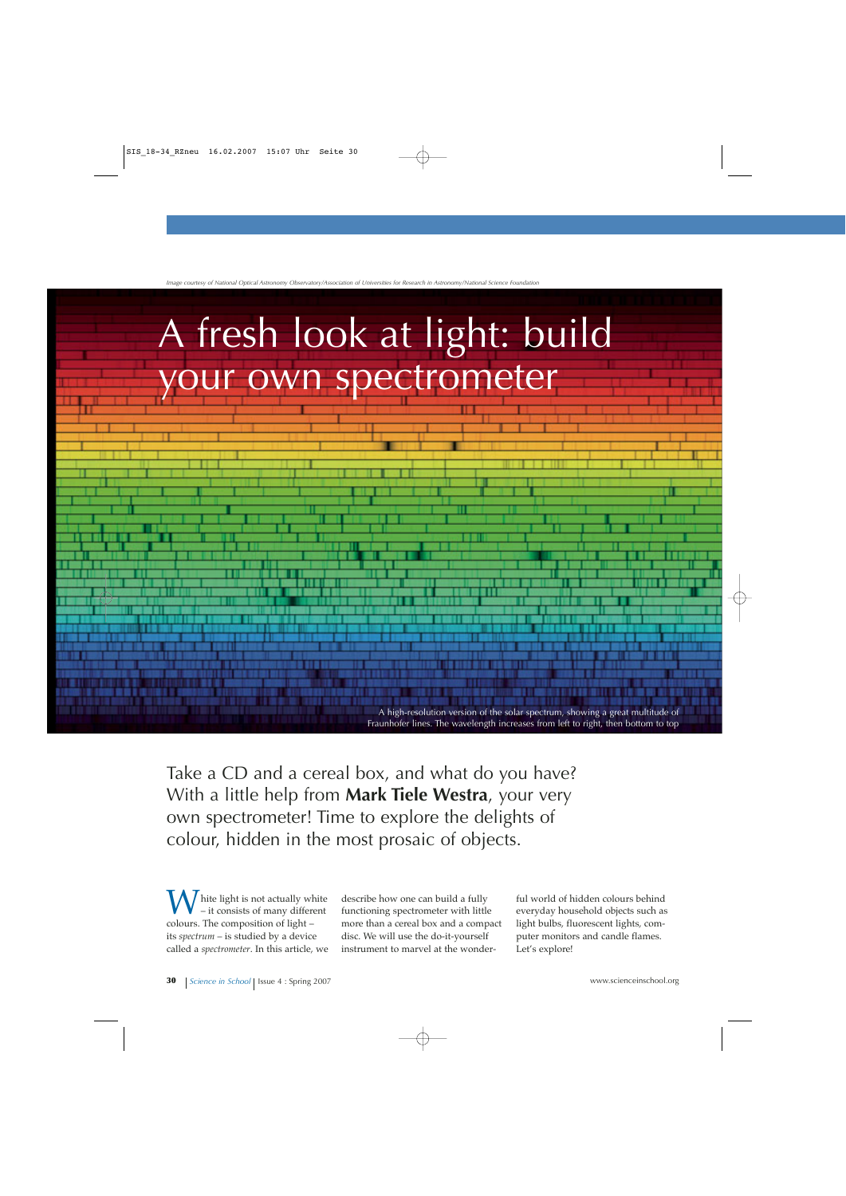*Image courtesy of National Optical Astronomy Observatory/Association of Universities for Research in Astronomy/National Science Foundation*

# A fresh look at light: build your own spectrometer

A high-resolution version of the solar spectrum, showing a great multitude of Fraunhofer lines. The wavelength increases from left to right, then bottom to top

Take a CD and a cereal box, and what do you have? With a little help from **Mark Tiele Westra**, your very own spectrometer! Time to explore the delights of colour, hidden in the most prosaic of objects.

White light is not actually white – it consists of many different colours. The composition of light – its *spectrum* – is studied by a device called a *spectrometer*. In this article, we describe how one can build a fully functioning spectrometer with little more than a cereal box and a compact disc. We will use the do-it-yourself instrument to marvel at the wonderful world of hidden colours behind everyday household objects such as light bulbs, fluorescent lights, computer monitors and candle flames. Let's explore!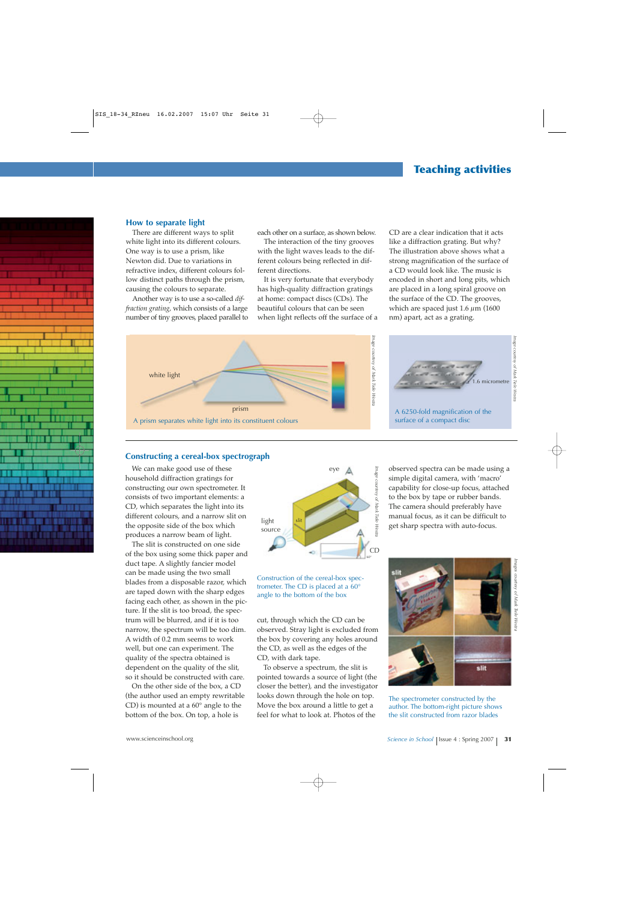## How to separate light

There are different ways to split white light into its different colours. One way is to use a prism, like Newton did. Due to variations in refractive index, different colours follow distinct paths through the prism, causing the colours to separate.

Another way is to use a so-called *diffraction grating*, which consists of a large number of tiny grooves, placed parallel to each other on a surface, as shown below.

The interaction of the tiny grooves with the light waves leads to the different colours being reflected in different directions.

It is very fortunate that everybody has high-quality diffraction gratings at home: compact discs (CDs). The beautiful colours that can be seen when light reflects off the surface of a CD are a clear indication that it acts like a diffraction grating. But why? The illustration above shows what a strong magnification of the surface of a CD would look like. The music is encoded in short and long pits, which are placed in a long spiral groove on the surface of the CD. The grooves, which are spaced just 1.6 µm (1600 nm) apart, act as a grating.

white light

prism

A prism separates white light into its constituent colours

*Image courtesy of Mark Tiele Westra*

1.6 micrometre

A 6250-fold magnification of the surface of a compact disc

*Image courtesy of Mark Tiele Westra*

## Constructing a cereal-box spectrograph

We can make good use of these household diffraction gratings for constructing our own spectrometer. It consists of two important elements: a CD, which separates the light into its different colours, and a narrow slit on the opposite side of the box which produces a narrow beam of light.

The slit is constructed on one side of the box using some thick paper and duct tape. A slightly fancier model can be made using the two small blades from a disposable razor, which are taped down with the sharp edges facing each other, as shown in the picture. If the slit is too broad, the spectrum will be blurred, and if it is too narrow, the spectrum will be too dim. A width of 0.2 mm seems to work well, but one can experiment. The quality of the spectra obtained is dependent on the quality of the slit, so it should be constructed with care.

On the other side of the box, a CD (the author used an empty rewritable CD) is mounted at a 60° angle to the bottom of the box. On top, a hole is cut, through which the CD can be observed. Stray light is excluded from the box by covering any holes around the CD, as well as the edges of the CD, with dark tape.

To observe a spectrum, the slit is pointed towards a source of light (the closer the better), and the investigator looks down through the hole on top. Move the box around a little to get a feel for what to look at. Photos of the observed spectra can be made using a simple digital camera, with 'macro' capability for close-up focus, attached to the box by tape or rubber bands. The camera should preferably have manual focus, as it can be difficult to get sharp spectra with auto-focus.

eye

light source

slit

CD

60°

Construction of the cereal-box spectrometer. The CD is placed at a 60° angle to the bottom of the box

*Image courtesy of Mark Tiele Westra*

slit

slit

The spectrometer constructed by the author. The bottom-right picture shows the slit constructed from razor blades

*Images courtesy of Mark Tiele Westra*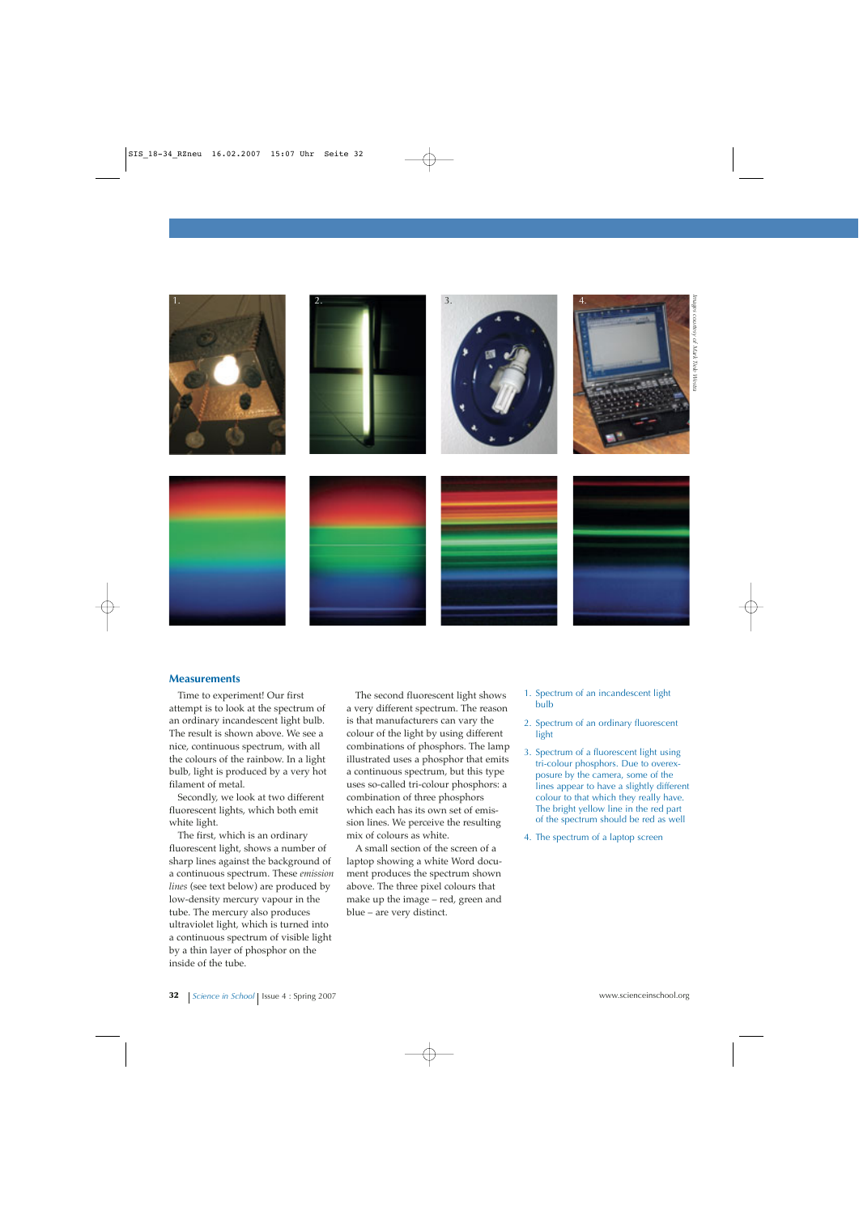1.

2.

3.

4.

*Images courtesy of Mark Tiele Westra*

## Measurements

Time to experiment! Our first attempt is to look at the spectrum of an ordinary incandescent light bulb. The result is shown above. We see a nice, continuous spectrum, with all the colours of the rainbow. In a light bulb, light is produced by a very hot filament of metal.

Secondly, we look at two different fluorescent lights, which both emit white light.

The first, which is an ordinary fluorescent light, shows a number of sharp lines against the background of a continuous spectrum. These *emission lines* (see text below) are produced by low-density mercury vapour in the tube. The mercury also produces ultraviolet light, which is turned into a continuous spectrum of visible light by a thin layer of phosphor on the inside of the tube.

The second fluorescent light shows a very different spectrum. The reason is that manufacturers can vary the colour of the light by using different combinations of phosphors. The lamp illustrated uses a phosphor that emits a continuous spectrum, but this type uses so-called tri-colour phosphors: a combination of three phosphors which each has its own set of emission lines. We perceive the resulting mix of colours as white.

A small section of the screen of a laptop showing a white Word document produces the spectrum shown above. The three pixel colours that make up the image – red, green and blue – are very distinct.

1. Spectrum of an incandescent light bulb
2. Spectrum of an ordinary fluorescent light
3. Spectrum of a fluorescent light using tri-colour phosphors. Due to overexposure by the camera, some of the lines appear to have a slightly different colour to that which they really have. The bright yellow line in the red part of the spectrum should be red as well
4. The spectrum of a laptop screen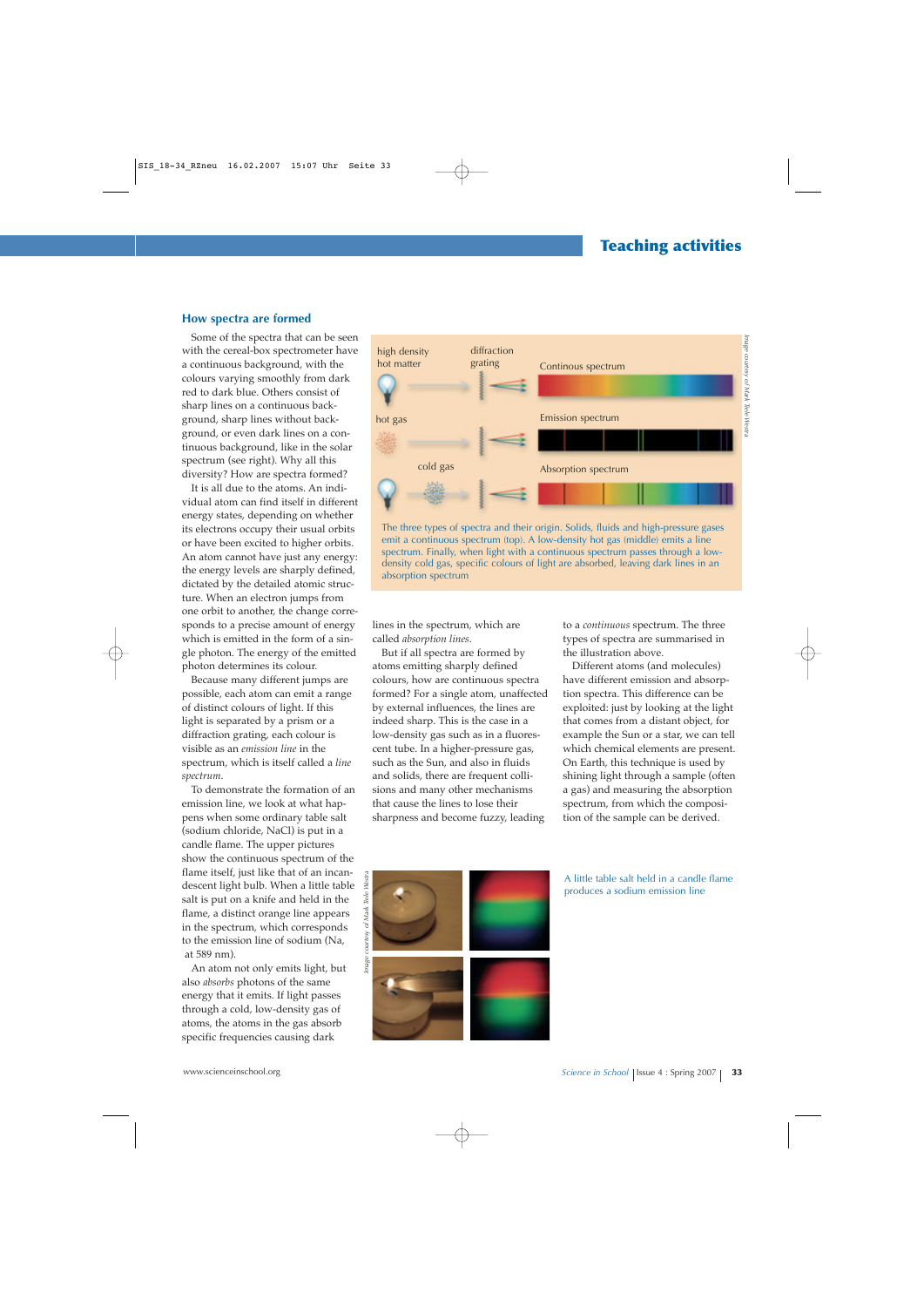## How spectra are formed

Some of the spectra that can be seen with the cereal-box spectrometer have a continuous background, with the colours varying smoothly from dark red to dark blue. Others consist of sharp lines on a continuous background, sharp lines without background, or even dark lines on a continuous background, like in the solar spectrum (see right). Why all this diversity? How are spectra formed?

It is all due to the atoms. An individual atom can find itself in different energy states, depending on whether its electrons occupy their usual orbits or have been excited to higher orbits. An atom cannot have just any energy: the energy levels are sharply defined, dictated by the detailed atomic structure. When an electron jumps from one orbit to another, the change corresponds to a precise amount of energy which is emitted in the form of a single photon. The energy of the emitted photon determines its colour.

Because many different jumps are possible, each atom can emit a range of distinct colours of light. If this light is separated by a prism or a diffraction grating, each colour is visible as an *emission line* in the spectrum, which is itself called a *line spectrum*.

To demonstrate the formation of an emission line, we look at what happens when some ordinary table salt (sodium chloride, NaCl) is put in a candle flame. The upper pictures show the continuous spectrum of the flame itself, just like that of an incandescent light bulb. When a little table salt is put on a knife and held in the flame, a distinct orange line appears in the spectrum, which corresponds to the emission line of sodium (Na, at 589 nm).

An atom not only emits light, but also *absorbs* photons of the same energy that it emits. If light passes through a cold, low-density gas of atoms, the atoms in the gas absorb specific frequencies causing dark lines in the spectrum, which are called *absorption lines*.

But if all spectra are formed by atoms emitting sharply defined colours, how are continuous spectra formed? For a single atom, unaffected by external influences, the lines are indeed sharp. This is the case in a low-density gas such as in a fluorescent tube. In a higher-pressure gas, such as the Sun, and also in fluids and solids, there are frequent collisions and many other mechanisms that cause the lines to lose their sharpness and become fuzzy, leading to a *continuous* spectrum. The three types of spectra are summarised in the illustration above.

Different atoms (and molecules) have different emission and absorption spectra. This difference can be exploited: just by looking at the light that comes from a distant object, for example the Sun or a star, we can tell which chemical elements are present. On Earth, this technique is used by shining light through a sample (often a gas) and measuring the absorption spectrum, from which the composition of the sample can be derived.

high density hot matter — diffraction grating — Continous spectrum

hot gas — Emission spectrum

cold gas — Absorption spectrum

The three types of spectra and their origin. Solids, fluids and high-pressure gases emit a continuous spectrum (top). A low-density hot gas (middle) emits a line spectrum. Finally, when light with a continuous spectrum passes through a low-density cold gas, specific colours of light are absorbed, leaving dark lines in an absorption spectrum

Image courtesy of Mark Tiele-Westra

A little table salt held in a candle flame produces a sodium emission line

Image courtesy of Mark Tiele-Westra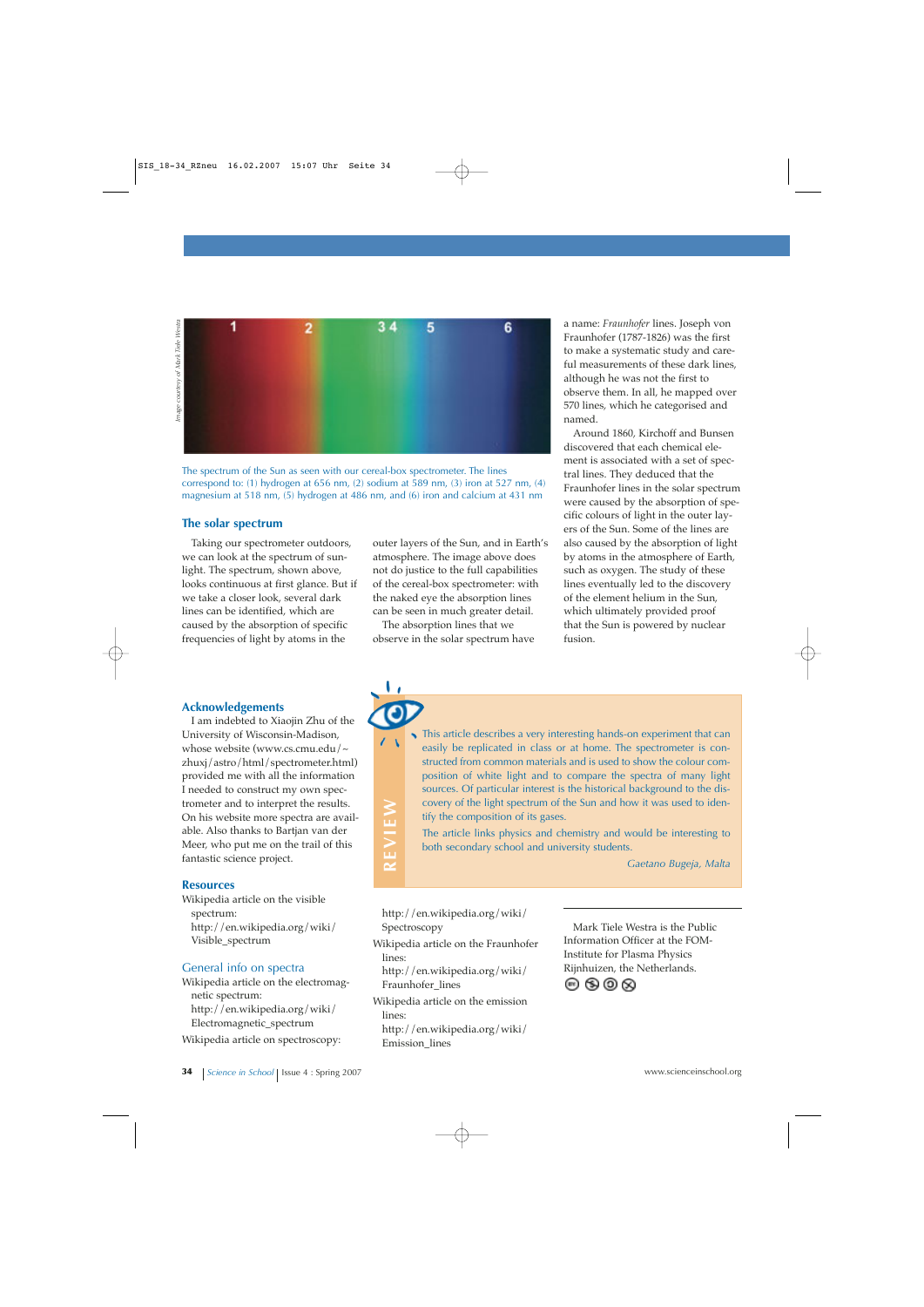The spectrum of the Sun as seen with our cereal-box spectrometer. The lines correspond to: (1) hydrogen at 656 nm, (2) sodium at 589 nm, (3) iron at 527 nm, (4) magnesium at 518 nm, (5) hydrogen at 486 nm, and (6) iron and calcium at 431 nm

Image courtesy of Mark Tiele Westra

## The solar spectrum

Taking our spectrometer outdoors, we can look at the spectrum of sunlight. The spectrum, shown above, looks continuous at first glance. But if we take a closer look, several dark lines can be identified, which are caused by the absorption of specific frequencies of light by atoms in the outer layers of the Sun, and in Earth's atmosphere. The image above does not do justice to the full capabilities of the cereal-box spectrometer: with the naked eye the absorption lines can be seen in much greater detail.

The absorption lines that we observe in the solar spectrum have a name: *Fraunhofer* lines. Joseph von Fraunhofer (1787-1826) was the first to make a systematic study and careful measurements of these dark lines, although he was not the first to observe them. In all, he mapped over 570 lines, which he categorised and named.

Around 1860, Kirchoff and Bunsen discovered that each chemical element is associated with a set of spectral lines. They deduced that the Fraunhofer lines in the solar spectrum were caused by the absorption of specific colours of light in the outer layers of the Sun. Some of the lines are also caused by the absorption of light by atoms in the atmosphere of Earth, such as oxygen. The study of these lines eventually led to the discovery of the element helium in the Sun, which ultimately provided proof that the Sun is powered by nuclear fusion.

## Acknowledgements

I am indebted to Xiaojin Zhu of the University of Wisconsin-Madison, whose website (www.cs.cmu.edu/~zhuxj/astro/html/spectrometer.html) provided me with all the information I needed to construct my own spectrometer and to interpret the results. On his website more spectra are available. Also thanks to Bartjan van der Meer, who put me on the trail of this fantastic science project.

## Resources

Wikipedia article on the visible spectrum:
http://en.wikipedia.org/wiki/Visible_spectrum

### General info on spectra

Wikipedia article on the electromagnetic spectrum:
http://en.wikipedia.org/wiki/Electromagnetic_spectrum

Wikipedia article on spectroscopy:
http://en.wikipedia.org/wiki/Spectroscopy

Wikipedia article on the Fraunhofer lines:
http://en.wikipedia.org/wiki/Fraunhofer_lines

Wikipedia article on the emission lines:
http://en.wikipedia.org/wiki/Emission_lines

## REVIEW

This article describes a very interesting hands-on experiment that can easily be replicated in class or at home. The spectrometer is constructed from common materials and is used to show the colour composition of white light and to compare the spectra of many light sources. Of particular interest is the historical background to the discovery of the light spectrum of the Sun and how it was used to identify the composition of its gases.

The article links physics and chemistry and would be interesting to both secondary school and university students.

*Gaetano Bugeja, Malta*

---

Mark Tiele Westra is the Public Information Officer at the FOM-Institute for Plasma Physics Rijnhuizen, the Netherlands.